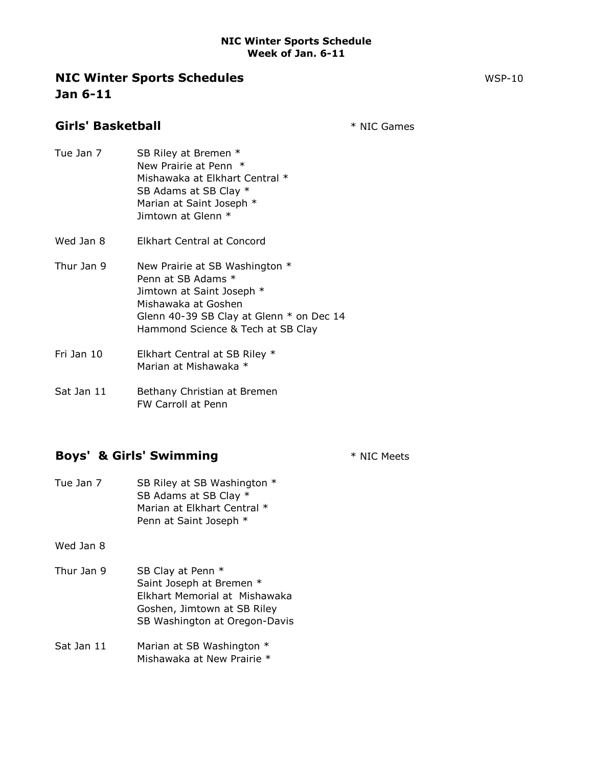**NIC Winter Sports Schedule**
**Week of Jan. 6-11**

## NIC Winter Sports Schedules
## Jan 6-11

WSP-10

### Girls' Basketball

\* NIC Games

Tue Jan 7
- SB Riley at Bremen *
- New Prairie at Penn *
- Mishawaka at Elkhart Central *
- SB Adams at SB Clay *
- Marian at Saint Joseph *
- Jimtown at Glenn *

Wed Jan 8
- Elkhart Central at Concord

Thur Jan 9
- New Prairie at SB Washington *
- Penn at SB Adams *
- Jimtown at Saint Joseph *
- Mishawaka at Goshen
- Glenn 40-39 SB Clay at Glenn * on Dec 14
- Hammond Science & Tech at SB Clay

Fri Jan 10
- Elkhart Central at SB Riley *
- Marian at Mishawaka *

Sat Jan 11
- Bethany Christian at Bremen
- FW Carroll at Penn

### Boys' & Girls' Swimming

\* NIC Meets

Tue Jan 7
- SB Riley at SB Washington *
- SB Adams at SB Clay *
- Marian at Elkhart Central *
- Penn at Saint Joseph *

Wed Jan 8

Thur Jan 9
- SB Clay at Penn *
- Saint Joseph at Bremen *
- Elkhart Memorial at Mishawaka
- Goshen, Jimtown at SB Riley
- SB Washington at Oregon-Davis

Sat Jan 11
- Marian at SB Washington *
- Mishawaka at New Prairie *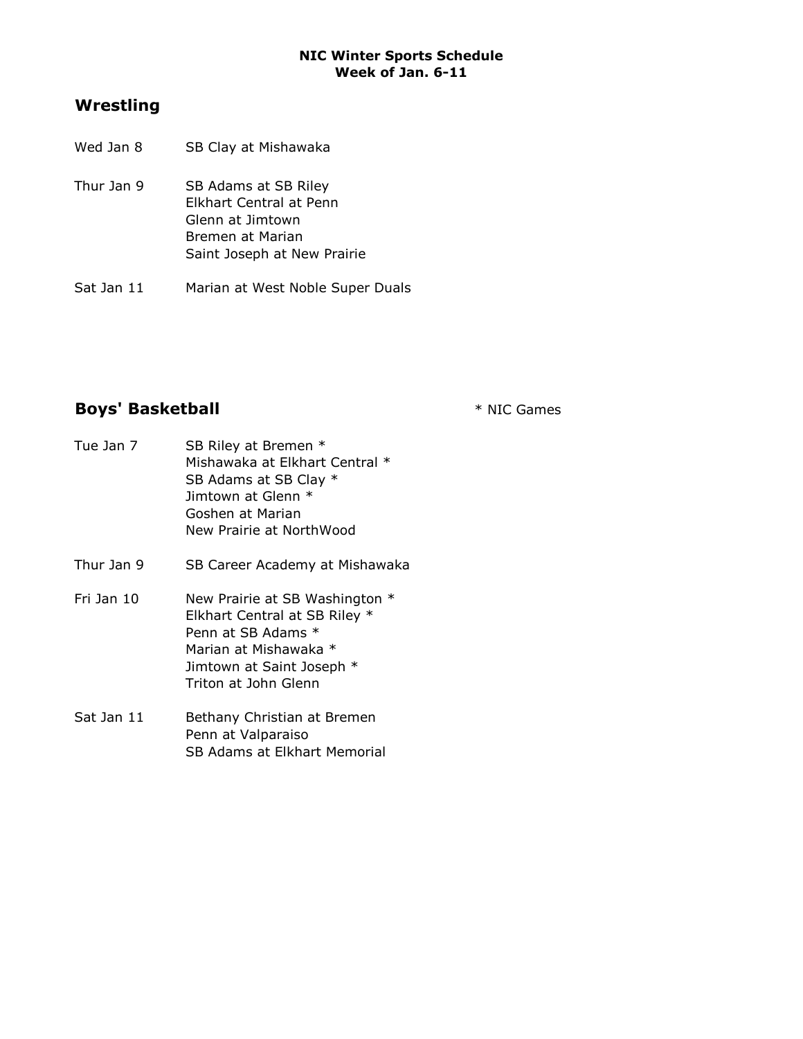**NIC Winter Sports Schedule**
**Week of Jan. 6-11**

## Wrestling

| | |
|---|---|
| Wed Jan 8 | SB Clay at Mishawaka |
| Thur Jan 9 | SB Adams at SB Riley<br>Elkhart Central at Penn<br>Glenn at Jimtown<br>Bremen at Marian<br>Saint Joseph at New Prairie |
| Sat Jan 11 | Marian at West Noble Super Duals |

## Boys' Basketball

* NIC Games

| | |
|---|---|
| Tue Jan 7 | SB Riley at Bremen *<br>Mishawaka at Elkhart Central *<br>SB Adams at SB Clay *<br>Jimtown at Glenn *<br>Goshen at Marian<br>New Prairie at NorthWood |
| Thur Jan 9 | SB Career Academy at Mishawaka |
| Fri Jan 10 | New Prairie at SB Washington *<br>Elkhart Central at SB Riley *<br>Penn at SB Adams *<br>Marian at Mishawaka *<br>Jimtown at Saint Joseph *<br>Triton at John Glenn |
| Sat Jan 11 | Bethany Christian at Bremen<br>Penn at Valparaiso<br>SB Adams at Elkhart Memorial |